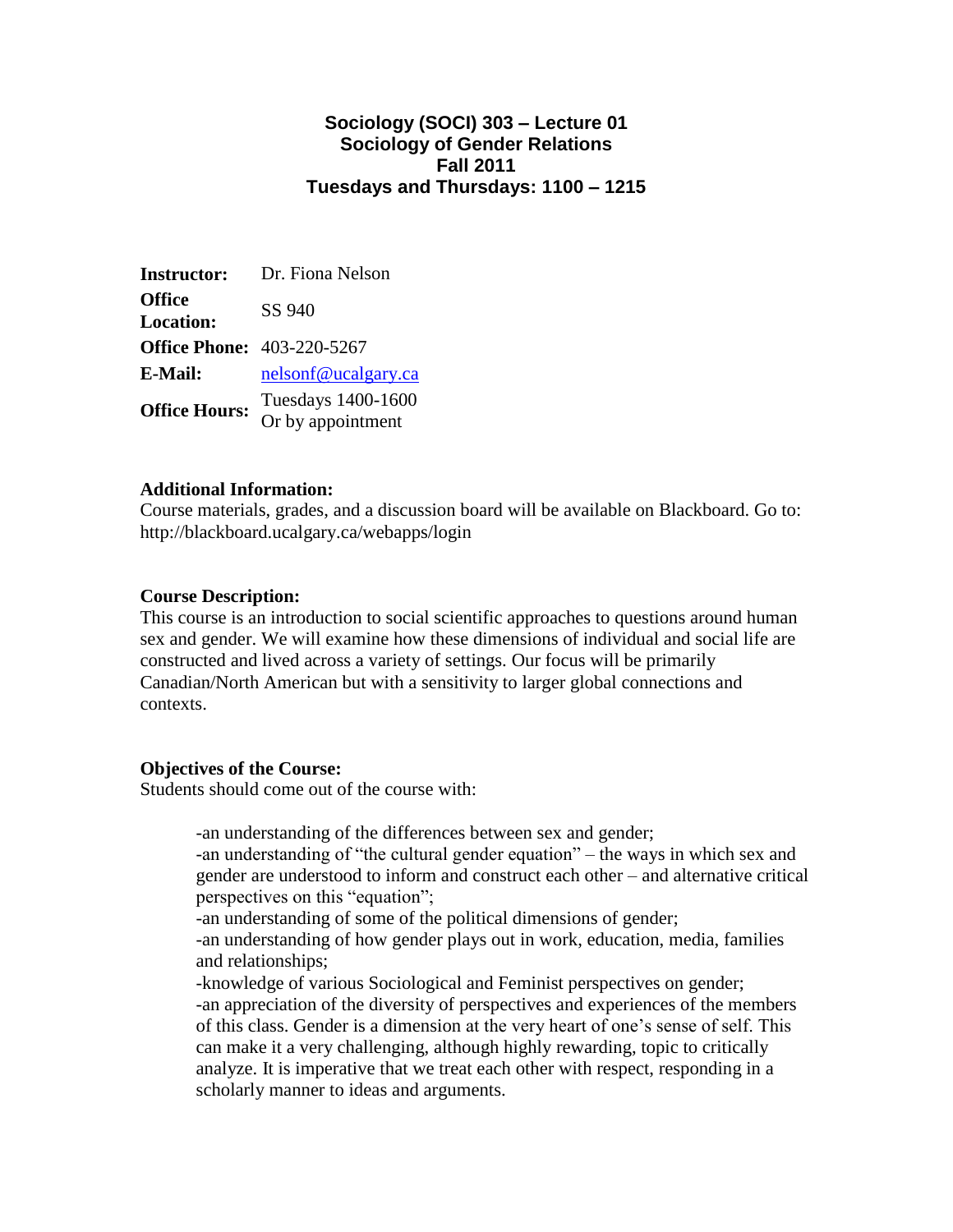# Sociology (SOCI) 303 – Lecture 01
## Sociology of Gender Relations
## Fall 2011
## Tuesdays and Thursdays: 1100 – 1215

| | |
|---|---|
| **Instructor:** | Dr. Fiona Nelson |
| **Office Location:** | SS 940 |
| **Office Phone:** | 403-220-5267 |
| **E-Mail:** | nelsonf@ucalgary.ca |
| **Office Hours:** | Tuesdays 1400-1600<br>Or by appointment |

**Additional Information:**
Course materials, grades, and a discussion board will be available on Blackboard. Go to: http://blackboard.ucalgary.ca/webapps/login

**Course Description:**
This course is an introduction to social scientific approaches to questions around human sex and gender. We will examine how these dimensions of individual and social life are constructed and lived across a variety of settings. Our focus will be primarily Canadian/North American but with a sensitivity to larger global connections and contexts.

**Objectives of the Course:**
Students should come out of the course with:

-an understanding of the differences between sex and gender;
-an understanding of "the cultural gender equation" – the ways in which sex and gender are understood to inform and construct each other – and alternative critical perspectives on this "equation";
-an understanding of some of the political dimensions of gender;
-an understanding of how gender plays out in work, education, media, families and relationships;
-knowledge of various Sociological and Feminist perspectives on gender;
-an appreciation of the diversity of perspectives and experiences of the members of this class. Gender is a dimension at the very heart of one's sense of self. This can make it a very challenging, although highly rewarding, topic to critically analyze. It is imperative that we treat each other with respect, responding in a scholarly manner to ideas and arguments.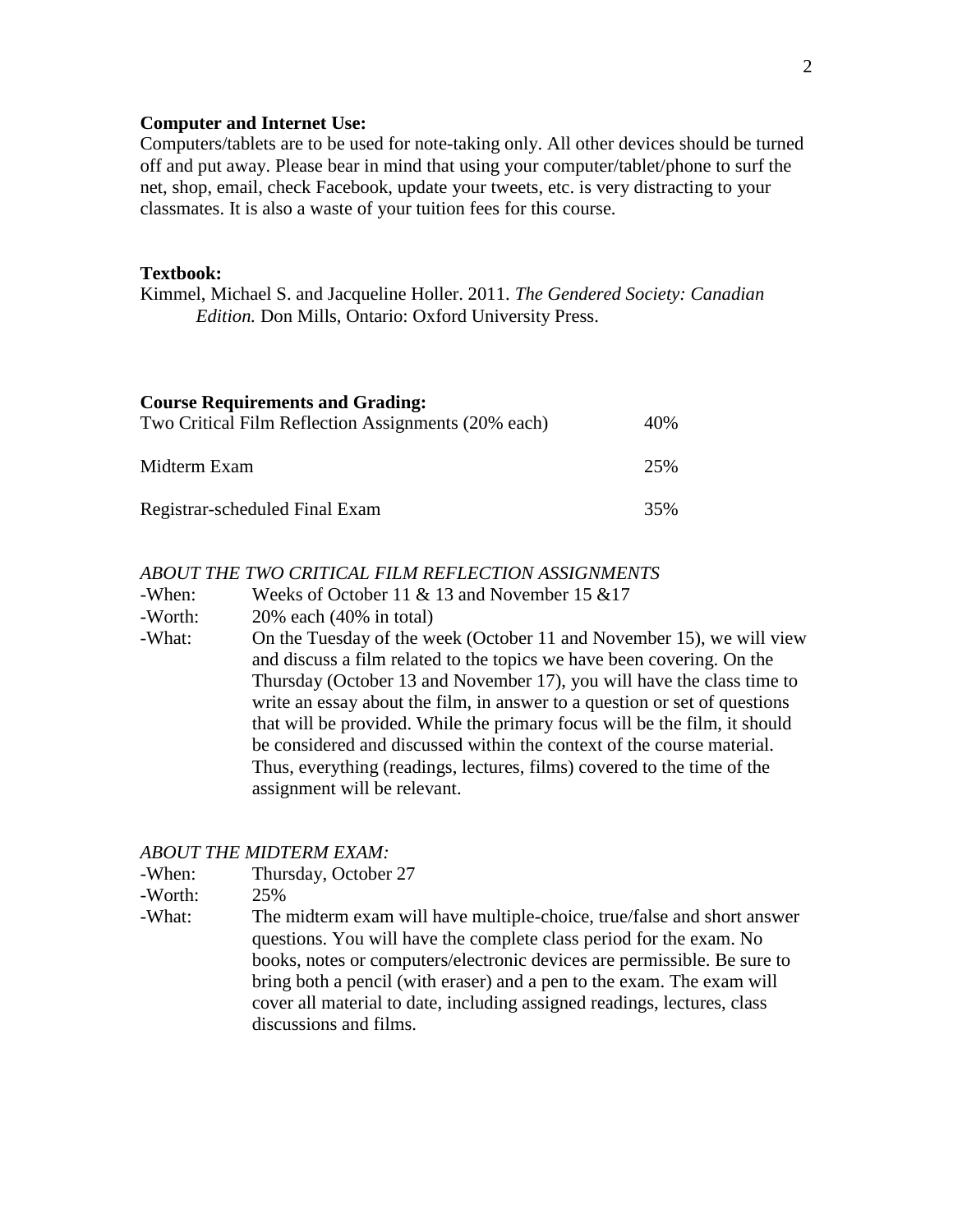**Computer and Internet Use:**
Computers/tablets are to be used for note-taking only. All other devices should be turned off and put away. Please bear in mind that using your computer/tablet/phone to surf the net, shop, email, check Facebook, update your tweets, etc. is very distracting to your classmates. It is also a waste of your tuition fees for this course.

**Textbook:**
Kimmel, Michael S. and Jacqueline Holler. 2011. *The Gendered Society: Canadian Edition.* Don Mills, Ontario: Oxford University Press.

**Course Requirements and Grading:**

| | |
|---|---|
| Two Critical Film Reflection Assignments (20% each) | 40% |
| Midterm Exam | 25% |
| Registrar-scheduled Final Exam | 35% |

*ABOUT THE TWO CRITICAL FILM REFLECTION ASSIGNMENTS*

-When: Weeks of October 11 & 13 and November 15 &17

-Worth: 20% each (40% in total)

-What: On the Tuesday of the week (October 11 and November 15), we will view and discuss a film related to the topics we have been covering. On the Thursday (October 13 and November 17), you will have the class time to write an essay about the film, in answer to a question or set of questions that will be provided. While the primary focus will be the film, it should be considered and discussed within the context of the course material. Thus, everything (readings, lectures, films) covered to the time of the assignment will be relevant.

*ABOUT THE MIDTERM EXAM:*

-When: Thursday, October 27

-Worth: 25%

-What: The midterm exam will have multiple-choice, true/false and short answer questions. You will have the complete class period for the exam. No books, notes or computers/electronic devices are permissible. Be sure to bring both a pencil (with eraser) and a pen to the exam. The exam will cover all material to date, including assigned readings, lectures, class discussions and films.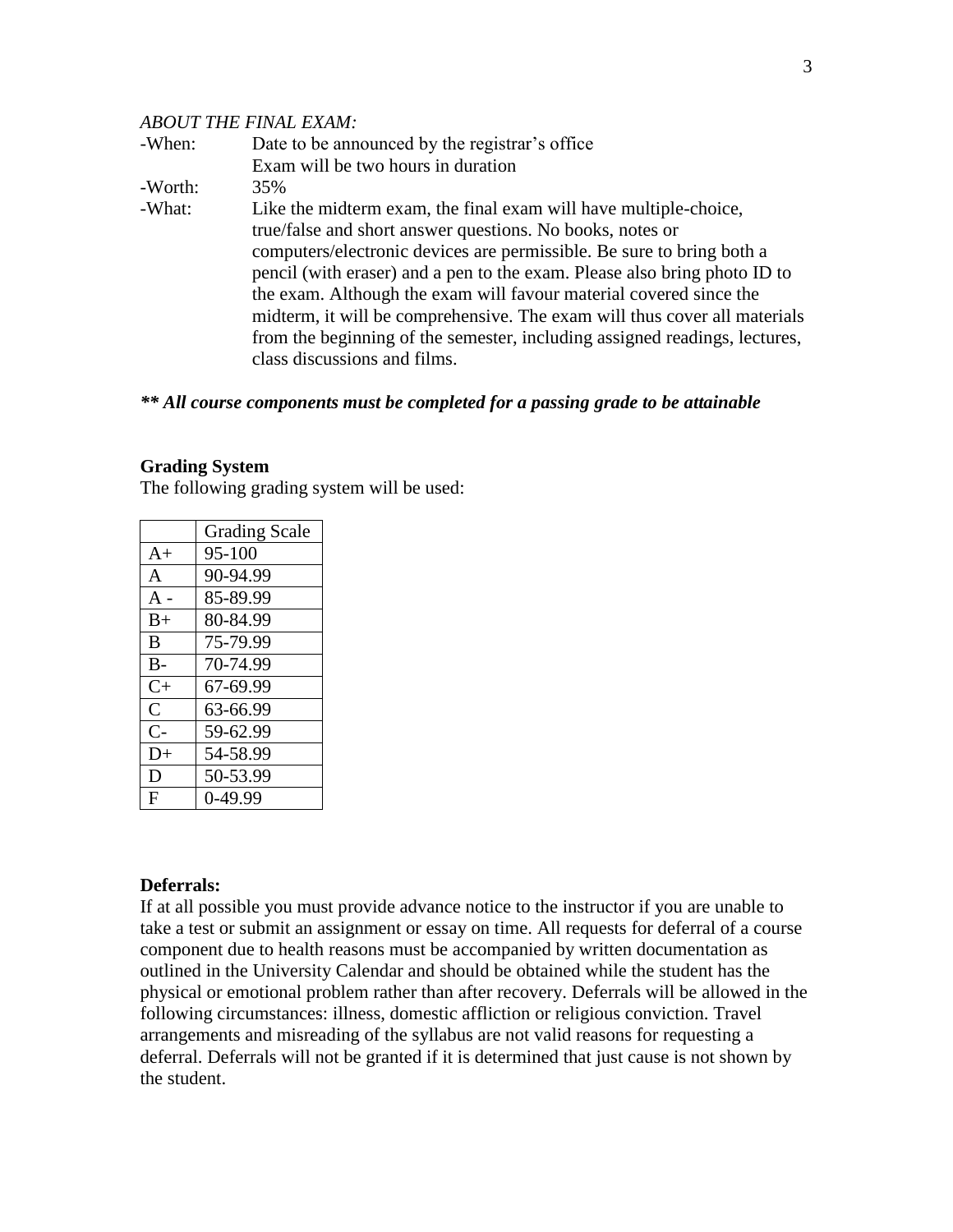*ABOUT THE FINAL EXAM:*

-When: Date to be announced by the registrar's office
Exam will be two hours in duration

-Worth: 35%

-What: Like the midterm exam, the final exam will have multiple-choice, true/false and short answer questions. No books, notes or computers/electronic devices are permissible. Be sure to bring both a pencil (with eraser) and a pen to the exam. Please also bring photo ID to the exam. Although the exam will favour material covered since the midterm, it will be comprehensive. The exam will thus cover all materials from the beginning of the semester, including assigned readings, lectures, class discussions and films.

***\*\* All course components must be completed for a passing grade to be attainable***

**Grading System**

The following grading system will be used:

| | Grading Scale |
|---|---|
| A+ | 95-100 |
| A | 90-94.99 |
| A - | 85-89.99 |
| B+ | 80-84.99 |
| B | 75-79.99 |
| B- | 70-74.99 |
| C+ | 67-69.99 |
| C | 63-66.99 |
| C- | 59-62.99 |
| D+ | 54-58.99 |
| D | 50-53.99 |
| F | 0-49.99 |

**Deferrals:**

If at all possible you must provide advance notice to the instructor if you are unable to take a test or submit an assignment or essay on time. All requests for deferral of a course component due to health reasons must be accompanied by written documentation as outlined in the University Calendar and should be obtained while the student has the physical or emotional problem rather than after recovery. Deferrals will be allowed in the following circumstances: illness, domestic affliction or religious conviction. Travel arrangements and misreading of the syllabus are not valid reasons for requesting a deferral. Deferrals will not be granted if it is determined that just cause is not shown by the student.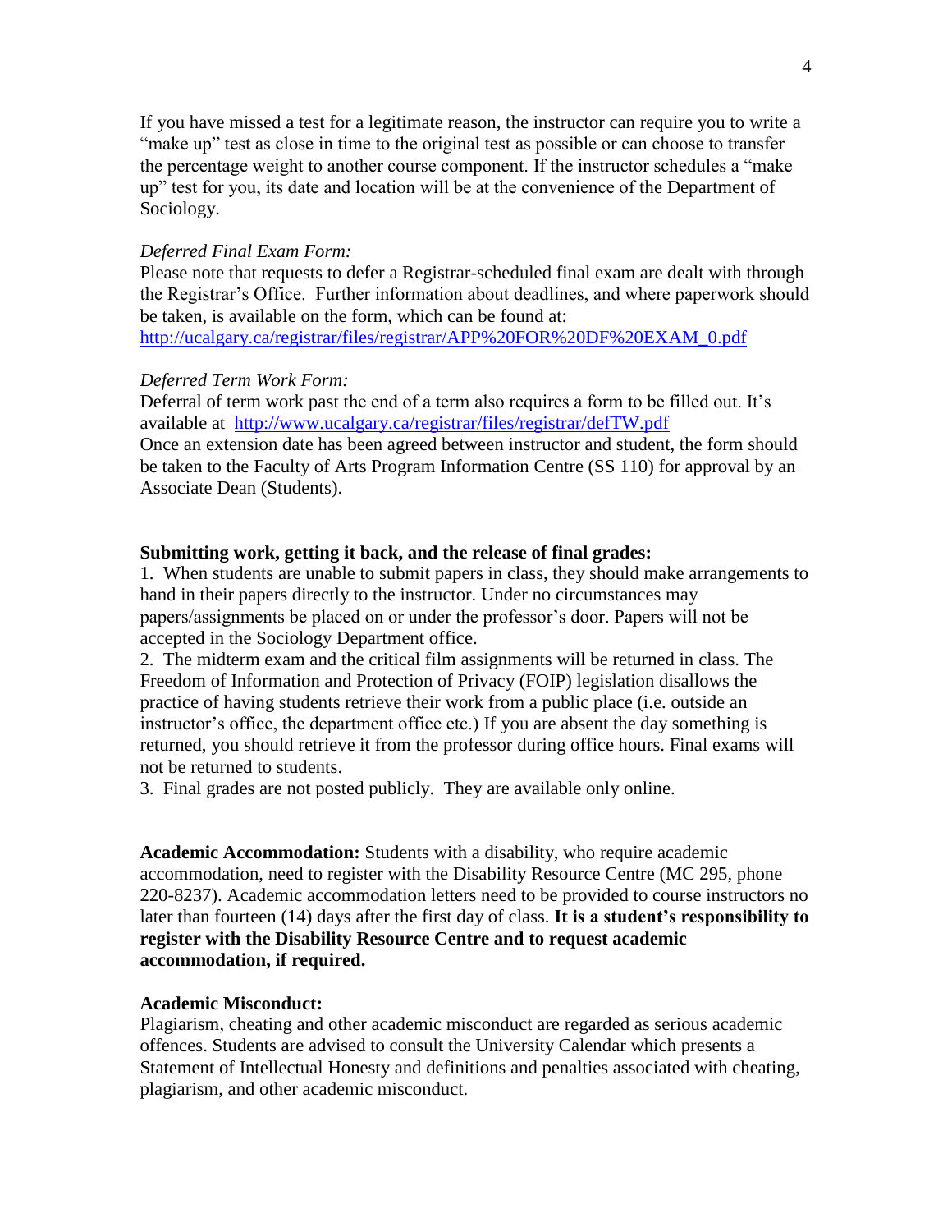If you have missed a test for a legitimate reason, the instructor can require you to write a "make up" test as close in time to the original test as possible or can choose to transfer the percentage weight to another course component. If the instructor schedules a "make up" test for you, its date and location will be at the convenience of the Department of Sociology.

*Deferred Final Exam Form:*
Please note that requests to defer a Registrar-scheduled final exam are dealt with through the Registrar's Office. Further information about deadlines, and where paperwork should be taken, is available on the form, which can be found at:
[http://ucalgary.ca/registrar/files/registrar/APP%20FOR%20DF%20EXAM_0.pdf](http://ucalgary.ca/registrar/files/registrar/APP%20FOR%20DF%20EXAM_0.pdf)

*Deferred Term Work Form:*
Deferral of term work past the end of a term also requires a form to be filled out. It's available at [http://www.ucalgary.ca/registrar/files/registrar/defTW.pdf](http://www.ucalgary.ca/registrar/files/registrar/defTW.pdf)
Once an extension date has been agreed between instructor and student, the form should be taken to the Faculty of Arts Program Information Centre (SS 110) for approval by an Associate Dean (Students).

**Submitting work, getting it back, and the release of final grades:**

1. When students are unable to submit papers in class, they should make arrangements to hand in their papers directly to the instructor. Under no circumstances may papers/assignments be placed on or under the professor's door. Papers will not be accepted in the Sociology Department office.
2. The midterm exam and the critical film assignments will be returned in class. The Freedom of Information and Protection of Privacy (FOIP) legislation disallows the practice of having students retrieve their work from a public place (i.e. outside an instructor's office, the department office etc.) If you are absent the day something is returned, you should retrieve it from the professor during office hours. Final exams will not be returned to students.
3. Final grades are not posted publicly. They are available only online.

**Academic Accommodation:** Students with a disability, who require academic accommodation, need to register with the Disability Resource Centre (MC 295, phone 220-8237). Academic accommodation letters need to be provided to course instructors no later than fourteen (14) days after the first day of class. **It is a student's responsibility to register with the Disability Resource Centre and to request academic accommodation, if required.**

**Academic Misconduct:**
Plagiarism, cheating and other academic misconduct are regarded as serious academic offences. Students are advised to consult the University Calendar which presents a Statement of Intellectual Honesty and definitions and penalties associated with cheating, plagiarism, and other academic misconduct.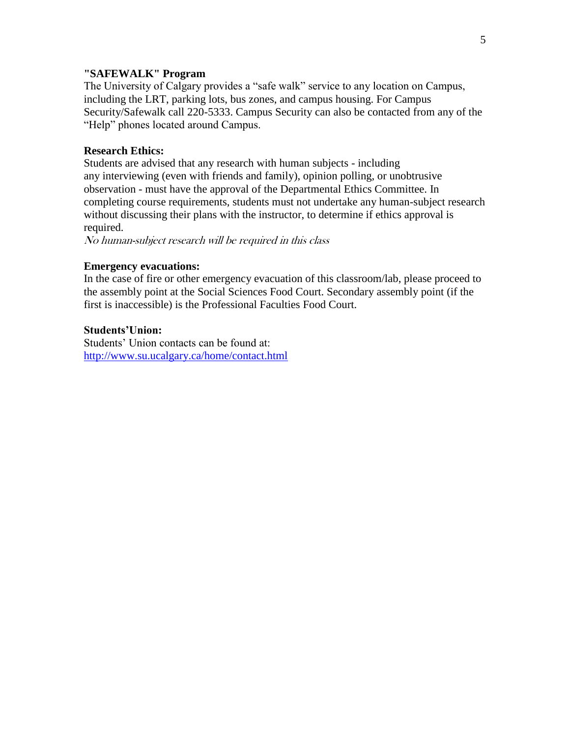**"SAFEWALK" Program**

The University of Calgary provides a "safe walk" service to any location on Campus, including the LRT, parking lots, bus zones, and campus housing. For Campus Security/Safewalk call 220-5333. Campus Security can also be contacted from any of the "Help" phones located around Campus.

**Research Ethics:**

Students are advised that any research with human subjects - including any interviewing (even with friends and family), opinion polling, or unobtrusive observation - must have the approval of the Departmental Ethics Committee. In completing course requirements, students must not undertake any human-subject research without discussing their plans with the instructor, to determine if ethics approval is required.

*No human-subject research will be required in this class*

**Emergency evacuations:**

In the case of fire or other emergency evacuation of this classroom/lab, please proceed to the assembly point at the Social Sciences Food Court. Secondary assembly point (if the first is inaccessible) is the Professional Faculties Food Court.

**Students'Union:**

Students' Union contacts can be found at:
http://www.su.ucalgary.ca/home/contact.html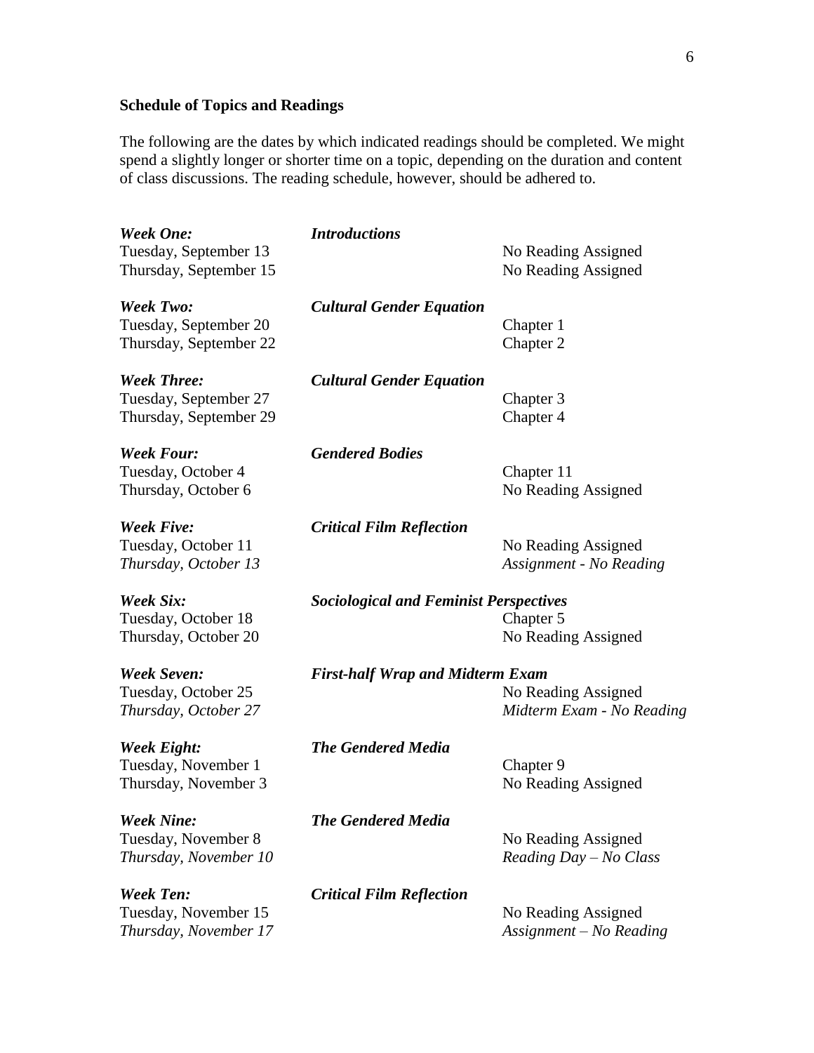**Schedule of Topics and Readings**

The following are the dates by which indicated readings should be completed. We might spend a slightly longer or shorter time on a topic, depending on the duration and content of class discussions. The reading schedule, however, should be adhered to.

| | | |
|---|---|---|
| ***Week One:*** | ***Introductions*** | |
| Tuesday, September 13 | | No Reading Assigned |
| Thursday, September 15 | | No Reading Assigned |
| ***Week Two:*** | ***Cultural Gender Equation*** | |
| Tuesday, September 20 | | Chapter 1 |
| Thursday, September 22 | | Chapter 2 |
| ***Week Three:*** | ***Cultural Gender Equation*** | |
| Tuesday, September 27 | | Chapter 3 |
| Thursday, September 29 | | Chapter 4 |
| ***Week Four:*** | ***Gendered Bodies*** | |
| Tuesday, October 4 | | Chapter 11 |
| Thursday, October 6 | | No Reading Assigned |
| ***Week Five:*** | ***Critical Film Reflection*** | |
| Tuesday, October 11 | | No Reading Assigned |
| *Thursday, October 13* | | *Assignment - No Reading* |
| ***Week Six:*** | ***Sociological and Feminist Perspectives*** | |
| Tuesday, October 18 | | Chapter 5 |
| Thursday, October 20 | | No Reading Assigned |
| ***Week Seven:*** | ***First-half Wrap and Midterm Exam*** | |
| Tuesday, October 25 | | No Reading Assigned |
| *Thursday, October 27* | | *Midterm Exam - No Reading* |
| ***Week Eight:*** | ***The Gendered Media*** | |
| Tuesday, November 1 | | Chapter 9 |
| Thursday, November 3 | | No Reading Assigned |
| ***Week Nine:*** | ***The Gendered Media*** | |
| Tuesday, November 8 | | No Reading Assigned |
| *Thursday, November 10* | | *Reading Day – No Class* |
| ***Week Ten:*** | ***Critical Film Reflection*** | |
| Tuesday, November 15 | | No Reading Assigned |
| *Thursday, November 17* | | *Assignment – No Reading* |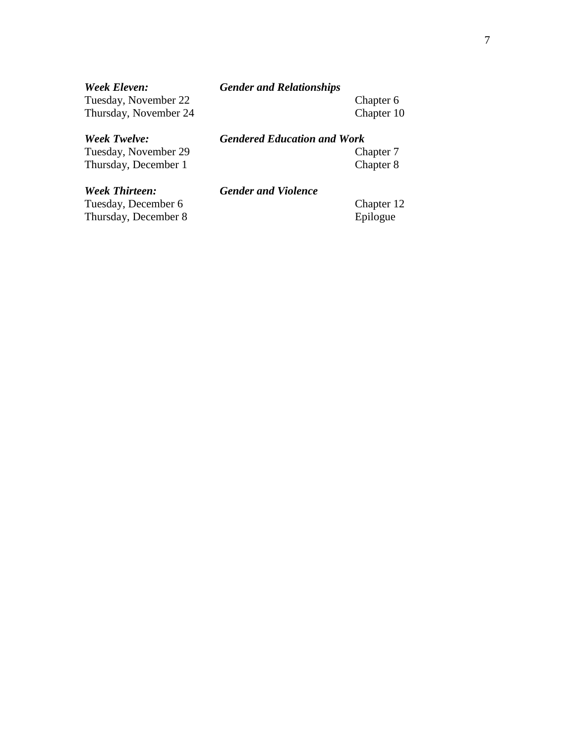***Week Eleven:*** ***Gender and Relationships***

Tuesday, November 22 Chapter 6
Thursday, November 24 Chapter 10

***Week Twelve:*** ***Gendered Education and Work***

Tuesday, November 29 Chapter 7
Thursday, December 1 Chapter 8

***Week Thirteen:*** ***Gender and Violence***

Tuesday, December 6 Chapter 12
Thursday, December 8 Epilogue